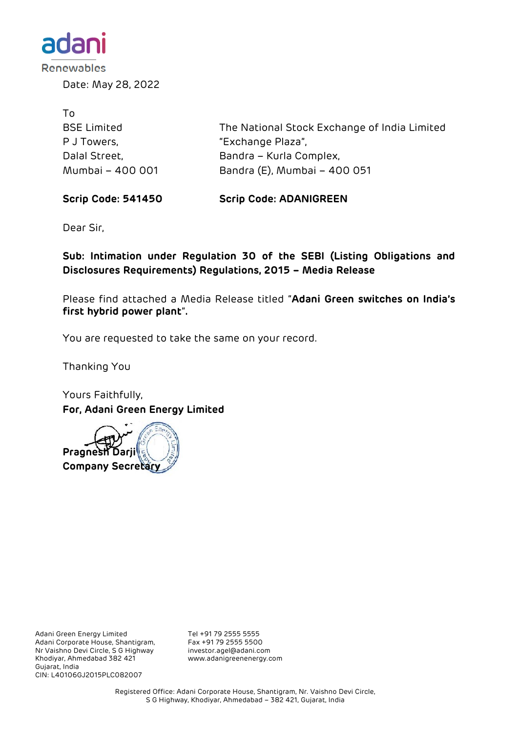Date: May 28, 2022

To

| BSE Limited | The National Stock Exchange of India Limited |
|---|---|
| P J Towers, | "Exchange Plaza", |
| Dalal Street, | Bandra – Kurla Complex, |
| Mumbai – 400 001 | Bandra (E), Mumbai – 400 051 |
| **Scrip Code: 541450** | **Scrip Code: ADANIGREEN** |

Dear Sir,

**Sub: Intimation under Regulation 30 of the SEBI (Listing Obligations and Disclosures Requirements) Regulations, 2015 – Media Release**

Please find attached a Media Release titled "**Adani Green switches on India's first hybrid power plant**".

You are requested to take the same on your record.

Thanking You

Yours Faithfully,

**For, Adani Green Energy Limited**

**Pragnesh Darji**
**Company Secretary**

Adani Green Energy Limited
Adani Corporate House, Shantigram,
Nr Vaishno Devi Circle, S G Highway
Khodiyar, Ahmedabad 382 421
Gujarat, India
CIN: L40106GJ2015PLC082007

Tel +91 79 2555 5555
Fax +91 79 2555 5500
investor.agel@adani.com
www.adanigreenenergy.com

Registered Office: Adani Corporate House, Shantigram, Nr. Vaishno Devi Circle, S G Highway, Khodiyar, Ahmedabad – 382 421, Gujarat, India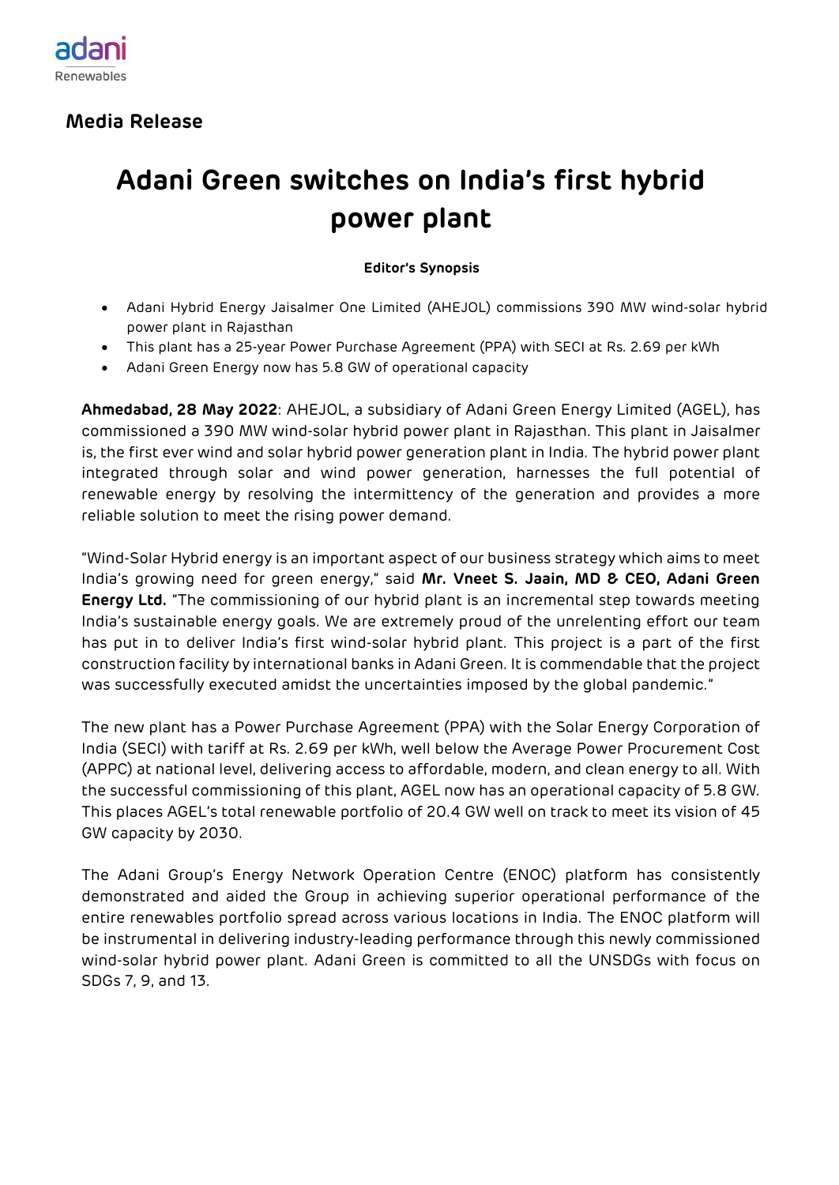**Media Release**

# Adani Green switches on India's first hybrid power plant

**Editor's Synopsis**

- Adani Hybrid Energy Jaisalmer One Limited (AHEJOL) commissions 390 MW wind-solar hybrid power plant in Rajasthan
- This plant has a 25-year Power Purchase Agreement (PPA) with SECI at Rs. 2.69 per kWh
- Adani Green Energy now has 5.8 GW of operational capacity

**Ahmedabad, 28 May 2022**: AHEJOL, a subsidiary of Adani Green Energy Limited (AGEL), has commissioned a 390 MW wind-solar hybrid power plant in Rajasthan. This plant in Jaisalmer is, the first ever wind and solar hybrid power generation plant in India. The hybrid power plant integrated through solar and wind power generation, harnesses the full potential of renewable energy by resolving the intermittency of the generation and provides a more reliable solution to meet the rising power demand.

"Wind-Solar Hybrid energy is an important aspect of our business strategy which aims to meet India's growing need for green energy," said **Mr. Vneet S. Jaain, MD & CEO, Adani Green Energy Ltd.** "The commissioning of our hybrid plant is an incremental step towards meeting India's sustainable energy goals. We are extremely proud of the unrelenting effort our team has put in to deliver India's first wind-solar hybrid plant. This project is a part of the first construction facility by international banks in Adani Green. It is commendable that the project was successfully executed amidst the uncertainties imposed by the global pandemic."

The new plant has a Power Purchase Agreement (PPA) with the Solar Energy Corporation of India (SECI) with tariff at Rs. 2.69 per kWh, well below the Average Power Procurement Cost (APPC) at national level, delivering access to affordable, modern, and clean energy to all. With the successful commissioning of this plant, AGEL now has an operational capacity of 5.8 GW. This places AGEL's total renewable portfolio of 20.4 GW well on track to meet its vision of 45 GW capacity by 2030.

The Adani Group's Energy Network Operation Centre (ENOC) platform has consistently demonstrated and aided the Group in achieving superior operational performance of the entire renewables portfolio spread across various locations in India. The ENOC platform will be instrumental in delivering industry-leading performance through this newly commissioned wind-solar hybrid power plant. Adani Green is committed to all the UNSDGs with focus on SDGs 7, 9, and 13.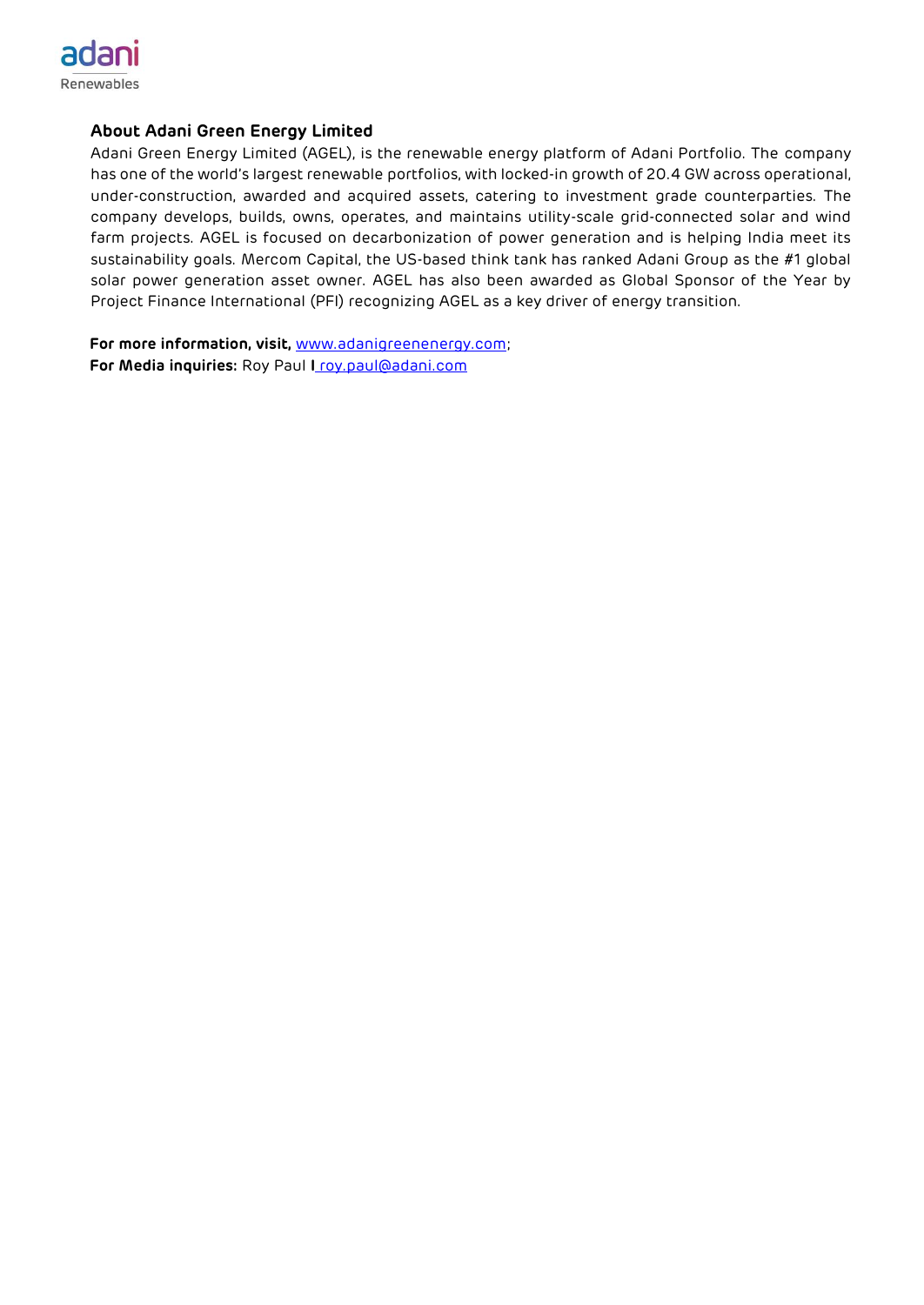## About Adani Green Energy Limited

Adani Green Energy Limited (AGEL), is the renewable energy platform of Adani Portfolio. The company has one of the world's largest renewable portfolios, with locked-in growth of 20.4 GW across operational, under-construction, awarded and acquired assets, catering to investment grade counterparties. The company develops, builds, owns, operates, and maintains utility-scale grid-connected solar and wind farm projects. AGEL is focused on decarbonization of power generation and is helping India meet its sustainability goals. Mercom Capital, the US-based think tank has ranked Adani Group as the #1 global solar power generation asset owner. AGEL has also been awarded as Global Sponsor of the Year by Project Finance International (PFI) recognizing AGEL as a key driver of energy transition.

**For more information, visit,** www.adanigreenenergy.com;
**For Media inquiries:** Roy Paul **I** roy.paul@adani.com